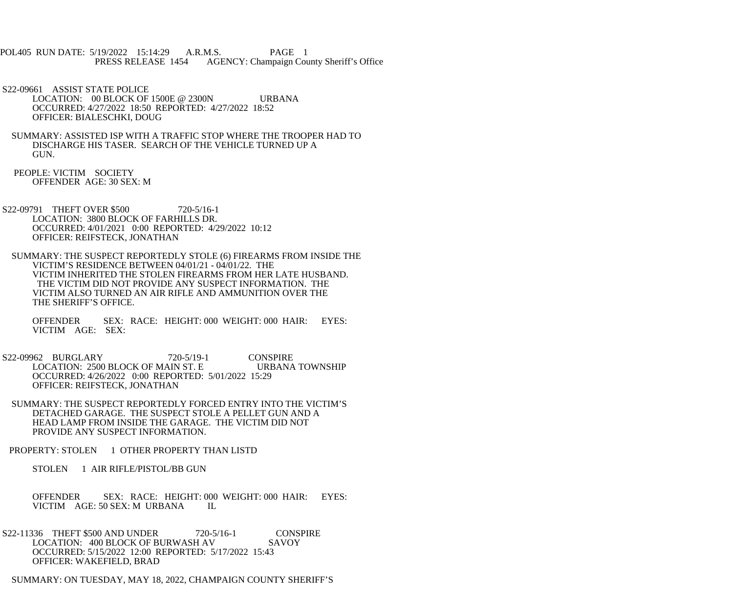POL405 RUN DATE: 5/19/2022 15:14:29 A.R.M.S. PAGE 1
PRESS RELEASE 1454 AGENCY: Champaign County Sheriff's Office

S22-09661 ASSIST STATE POLICE
LOCATION: 00 BLOCK OF 1500E @ 2300N URBANA
OCCURRED: 4/27/2022 18:50 REPORTED: 4/27/2022 18:52
OFFICER: BIALESCHKI, DOUG

SUMMARY: ASSISTED ISP WITH A TRAFFIC STOP WHERE THE TROOPER HAD TO DISCHARGE HIS TASER. SEARCH OF THE VEHICLE TURNED UP A GUN.

PEOPLE: VICTIM SOCIETY
OFFENDER AGE: 30 SEX: M

S22-09791 THEFT OVER $500 720-5/16-1
LOCATION: 3800 BLOCK OF FARHILLS DR.
OCCURRED: 4/01/2021 0:00 REPORTED: 4/29/2022 10:12
OFFICER: REIFSTECK, JONATHAN

SUMMARY: THE SUSPECT REPORTEDLY STOLE (6) FIREARMS FROM INSIDE THE VICTIM'S RESIDENCE BETWEEN 04/01/21 - 04/01/22. THE VICTIM INHERITED THE STOLEN FIREARMS FROM HER LATE HUSBAND. THE VICTIM DID NOT PROVIDE ANY SUSPECT INFORMATION. THE VICTIM ALSO TURNED AN AIR RIFLE AND AMMUNITION OVER THE THE SHERIFF'S OFFICE.

OFFENDER SEX: RACE: HEIGHT: 000 WEIGHT: 000 HAIR: EYES:
VICTIM AGE: SEX:

S22-09962 BURGLARY 720-5/19-1 CONSPIRE
LOCATION: 2500 BLOCK OF MAIN ST. E URBANA TOWNSHIP
OCCURRED: 4/26/2022 0:00 REPORTED: 5/01/2022 15:29
OFFICER: REIFSTECK, JONATHAN

SUMMARY: THE SUSPECT REPORTEDLY FORCED ENTRY INTO THE VICTIM'S DETACHED GARAGE. THE SUSPECT STOLE A PELLET GUN AND A HEAD LAMP FROM INSIDE THE GARAGE. THE VICTIM DID NOT PROVIDE ANY SUSPECT INFORMATION.

PROPERTY: STOLEN 1 OTHER PROPERTY THAN LISTD

STOLEN 1 AIR RIFLE/PISTOL/BB GUN

OFFENDER SEX: RACE: HEIGHT: 000 WEIGHT: 000 HAIR: EYES:
VICTIM AGE: 50 SEX: M URBANA IL

S22-11336 THEFT $500 AND UNDER 720-5/16-1 CONSPIRE
LOCATION: 400 BLOCK OF BURWASH AV SAVOY
OCCURRED: 5/15/2022 12:00 REPORTED: 5/17/2022 15:43
OFFICER: WAKEFIELD, BRAD

SUMMARY: ON TUESDAY, MAY 18, 2022, CHAMPAIGN COUNTY SHERIFF'S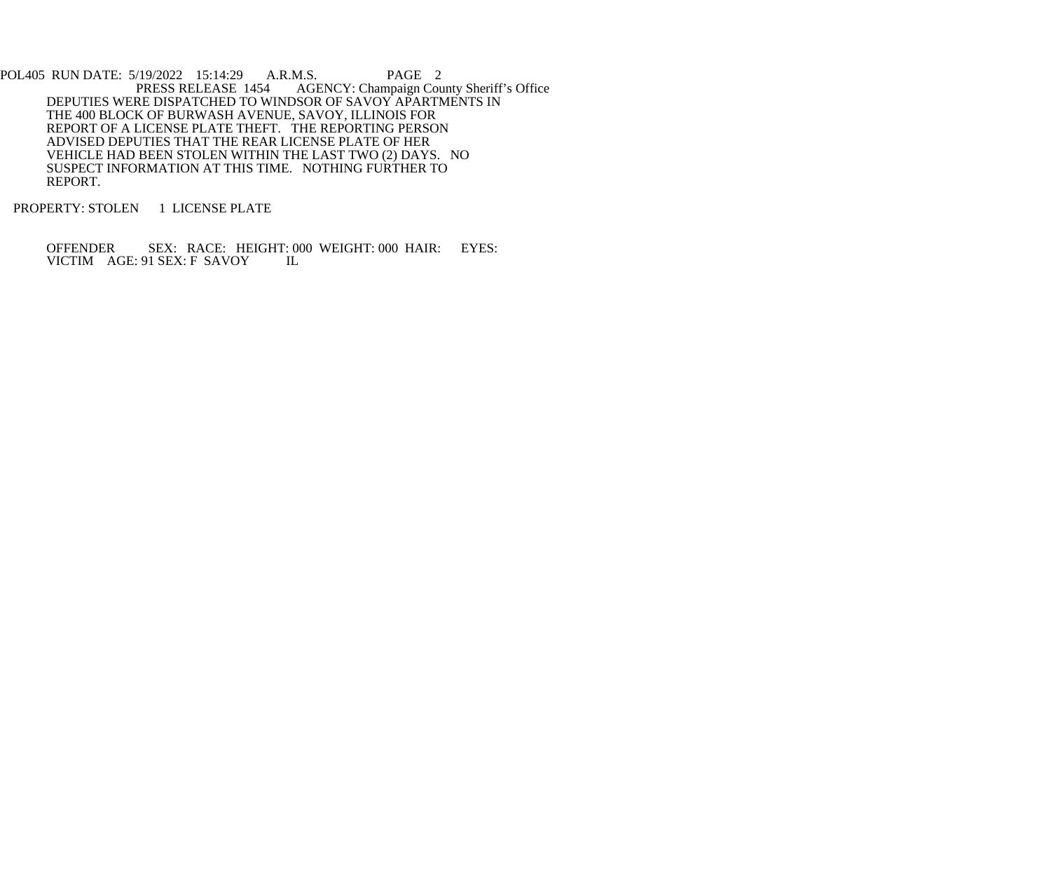PRESS RELEASE 1454 AGENCY: Champaign County Sheriff's Office

DEPUTIES WERE DISPATCHED TO WINDSOR OF SAVOY APARTMENTS IN THE 400 BLOCK OF BURWASH AVENUE, SAVOY, ILLINOIS FOR REPORT OF A LICENSE PLATE THEFT. THE REPORTING PERSON ADVISED DEPUTIES THAT THE REAR LICENSE PLATE OF HER VEHICLE HAD BEEN STOLEN WITHIN THE LAST TWO (2) DAYS. NO SUSPECT INFORMATION AT THIS TIME. NOTHING FURTHER TO REPORT.

PROPERTY: STOLEN 1 LICENSE PLATE

OFFENDER SEX: RACE: HEIGHT: 000 WEIGHT: 000 HAIR: EYES:

VICTIM AGE: 91 SEX: F SAVOY IL